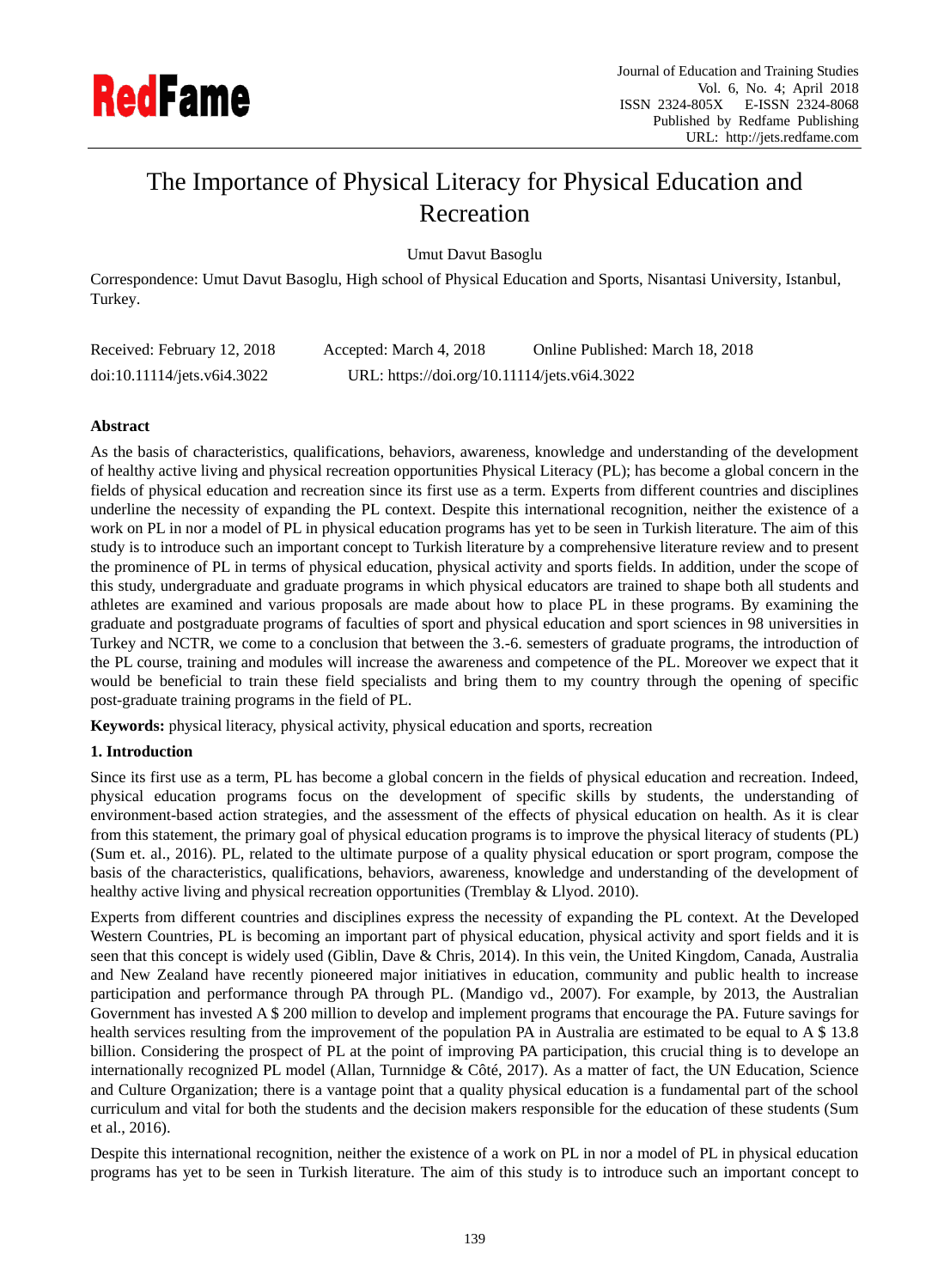# The Importance of Physical Literacy for Physical Education and Recreation

Umut Davut Basoglu

Correspondence: Umut Davut Basoglu, High school of Physical Education and Sports, Nisantasi University, Istanbul, Turkey.

Received: February 12, 2018 Accepted: March 4, 2018 Online Published: March 18, 2018

doi:10.11114/jets.v6i4.3022 URL: https://doi.org/10.11114/jets.v6i4.3022

## Abstract

As the basis of characteristics, qualifications, behaviors, awareness, knowledge and understanding of the development of healthy active living and physical recreation opportunities Physical Literacy (PL); has become a global concern in the fields of physical education and recreation since its first use as a term. Experts from different countries and disciplines underline the necessity of expanding the PL context. Despite this international recognition, neither the existence of a work on PL in nor a model of PL in physical education programs has yet to be seen in Turkish literature. The aim of this study is to introduce such an important concept to Turkish literature by a comprehensive literature review and to present the prominence of PL in terms of physical education, physical activity and sports fields. In addition, under the scope of this study, undergraduate and graduate programs in which physical educators are trained to shape both all students and athletes are examined and various proposals are made about how to place PL in these programs. By examining the graduate and postgraduate programs of faculties of sport and physical education and sport sciences in 98 universities in Turkey and NCTR, we come to a conclusion that between the 3.-6. semesters of graduate programs, the introduction of the PL course, training and modules will increase the awareness and competence of the PL. Moreover we expect that it would be beneficial to train these field specialists and bring them to my country through the opening of specific post-graduate training programs in the field of PL.

**Keywords:** physical literacy, physical activity, physical education and sports, recreation

## 1. Introduction

Since its first use as a term, PL has become a global concern in the fields of physical education and recreation. Indeed, physical education programs focus on the development of specific skills by students, the understanding of environment-based action strategies, and the assessment of the effects of physical education on health. As it is clear from this statement, the primary goal of physical education programs is to improve the physical literacy of students (PL) (Sum et. al., 2016). PL, related to the ultimate purpose of a quality physical education or sport program, compose the basis of the characteristics, qualifications, behaviors, awareness, knowledge and understanding of the development of healthy active living and physical recreation opportunities (Tremblay & Llyod. 2010).

Experts from different countries and disciplines express the necessity of expanding the PL context. At the Developed Western Countries, PL is becoming an important part of physical education, physical activity and sport fields and it is seen that this concept is widely used (Giblin, Dave & Chris, 2014). In this vein, the United Kingdom, Canada, Australia and New Zealand have recently pioneered major initiatives in education, community and public health to increase participation and performance through PA through PL. (Mandigo vd., 2007). For example, by 2013, the Australian Government has invested A $ 200 million to develop and implement programs that encourage the PA. Future savings for health services resulting from the improvement of the population PA in Australia are estimated to be equal to A $ 13.8 billion. Considering the prospect of PL at the point of improving PA participation, this crucial thing is to develope an internationally recognized PL model (Allan, Turnnidge & Côté, 2017). As a matter of fact, the UN Education, Science and Culture Organization; there is a vantage point that a quality physical education is a fundamental part of the school curriculum and vital for both the students and the decision makers responsible for the education of these students (Sum et al., 2016).

Despite this international recognition, neither the existence of a work on PL in nor a model of PL in physical education programs has yet to be seen in Turkish literature. The aim of this study is to introduce such an important concept to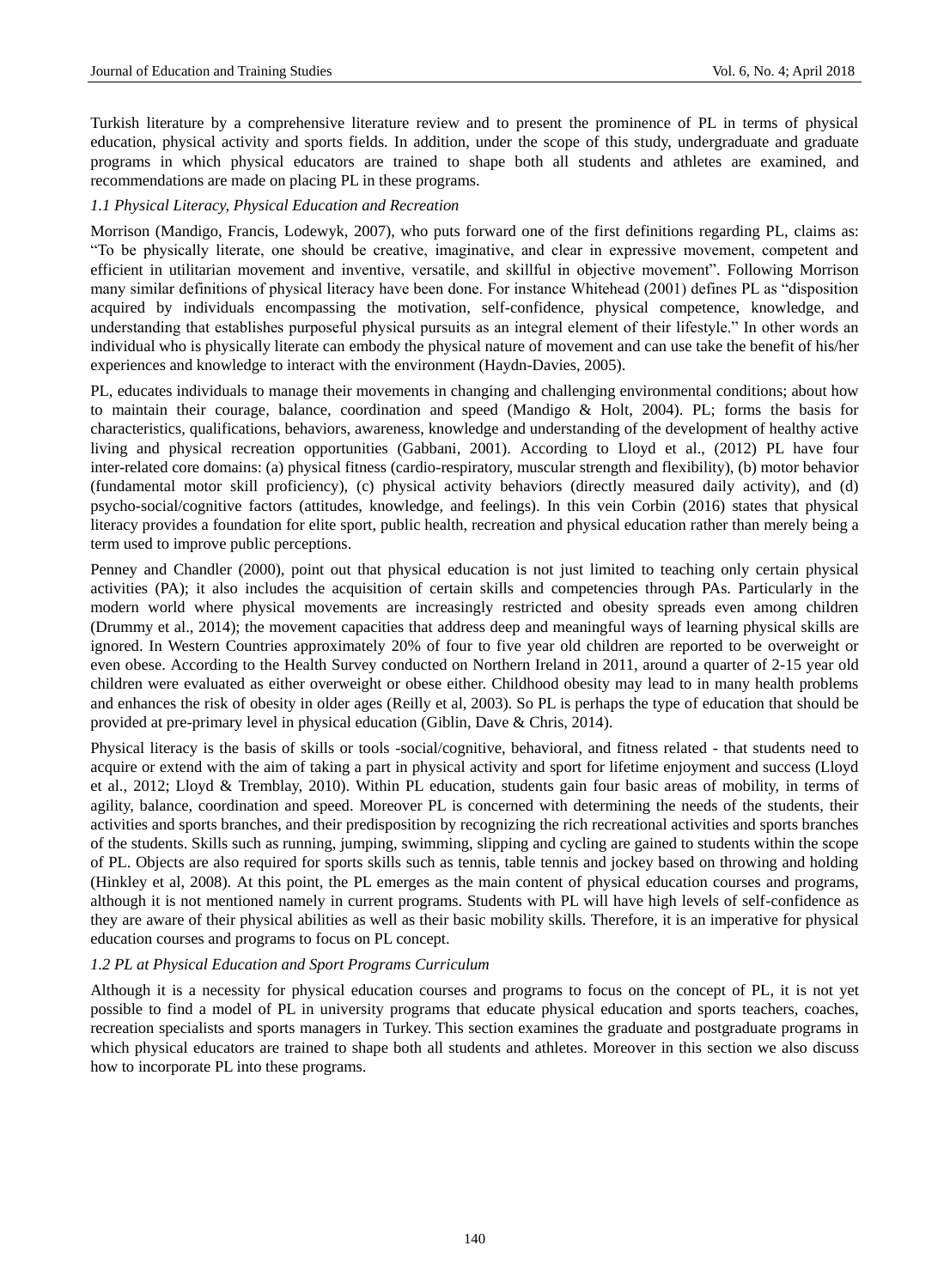Turkish literature by a comprehensive literature review and to present the prominence of PL in terms of physical education, physical activity and sports fields. In addition, under the scope of this study, undergraduate and graduate programs in which physical educators are trained to shape both all students and athletes are examined, and recommendations are made on placing PL in these programs.

### *1.1 Physical Literacy, Physical Education and Recreation*

Morrison (Mandigo, Francis, Lodewyk, 2007), who puts forward one of the first definitions regarding PL, claims as: "To be physically literate, one should be creative, imaginative, and clear in expressive movement, competent and efficient in utilitarian movement and inventive, versatile, and skillful in objective movement". Following Morrison many similar definitions of physical literacy have been done. For instance Whitehead (2001) defines PL as "disposition acquired by individuals encompassing the motivation, self-confidence, physical competence, knowledge, and understanding that establishes purposeful physical pursuits as an integral element of their lifestyle." In other words an individual who is physically literate can embody the physical nature of movement and can use take the benefit of his/her experiences and knowledge to interact with the environment (Haydn-Davies, 2005).

PL, educates individuals to manage their movements in changing and challenging environmental conditions; about how to maintain their courage, balance, coordination and speed (Mandigo & Holt, 2004). PL; forms the basis for characteristics, qualifications, behaviors, awareness, knowledge and understanding of the development of healthy active living and physical recreation opportunities (Gabbani, 2001). According to Lloyd et al., (2012) PL have four inter-related core domains: (a) physical fitness (cardio-respiratory, muscular strength and flexibility), (b) motor behavior (fundamental motor skill proficiency), (c) physical activity behaviors (directly measured daily activity), and (d) psycho-social/cognitive factors (attitudes, knowledge, and feelings). In this vein Corbin (2016) states that physical literacy provides a foundation for elite sport, public health, recreation and physical education rather than merely being a term used to improve public perceptions.

Penney and Chandler (2000), point out that physical education is not just limited to teaching only certain physical activities (PA); it also includes the acquisition of certain skills and competencies through PAs. Particularly in the modern world where physical movements are increasingly restricted and obesity spreads even among children (Drummy et al., 2014); the movement capacities that address deep and meaningful ways of learning physical skills are ignored. In Western Countries approximately 20% of four to five year old children are reported to be overweight or even obese. According to the Health Survey conducted on Northern Ireland in 2011, around a quarter of 2-15 year old children were evaluated as either overweight or obese either. Childhood obesity may lead to in many health problems and enhances the risk of obesity in older ages (Reilly et al, 2003). So PL is perhaps the type of education that should be provided at pre-primary level in physical education (Giblin, Dave & Chris, 2014).

Physical literacy is the basis of skills or tools -social/cognitive, behavioral, and fitness related - that students need to acquire or extend with the aim of taking a part in physical activity and sport for lifetime enjoyment and success (Lloyd et al., 2012; Lloyd & Tremblay, 2010). Within PL education, students gain four basic areas of mobility, in terms of agility, balance, coordination and speed. Moreover PL is concerned with determining the needs of the students, their activities and sports branches, and their predisposition by recognizing the rich recreational activities and sports branches of the students. Skills such as running, jumping, swimming, slipping and cycling are gained to students within the scope of PL. Objects are also required for sports skills such as tennis, table tennis and jockey based on throwing and holding (Hinkley et al, 2008). At this point, the PL emerges as the main content of physical education courses and programs, although it is not mentioned namely in current programs. Students with PL will have high levels of self-confidence as they are aware of their physical abilities as well as their basic mobility skills. Therefore, it is an imperative for physical education courses and programs to focus on PL concept.

### *1.2 PL at Physical Education and Sport Programs Curriculum*

Although it is a necessity for physical education courses and programs to focus on the concept of PL, it is not yet possible to find a model of PL in university programs that educate physical education and sports teachers, coaches, recreation specialists and sports managers in Turkey. This section examines the graduate and postgraduate programs in which physical educators are trained to shape both all students and athletes. Moreover in this section we also discuss how to incorporate PL into these programs.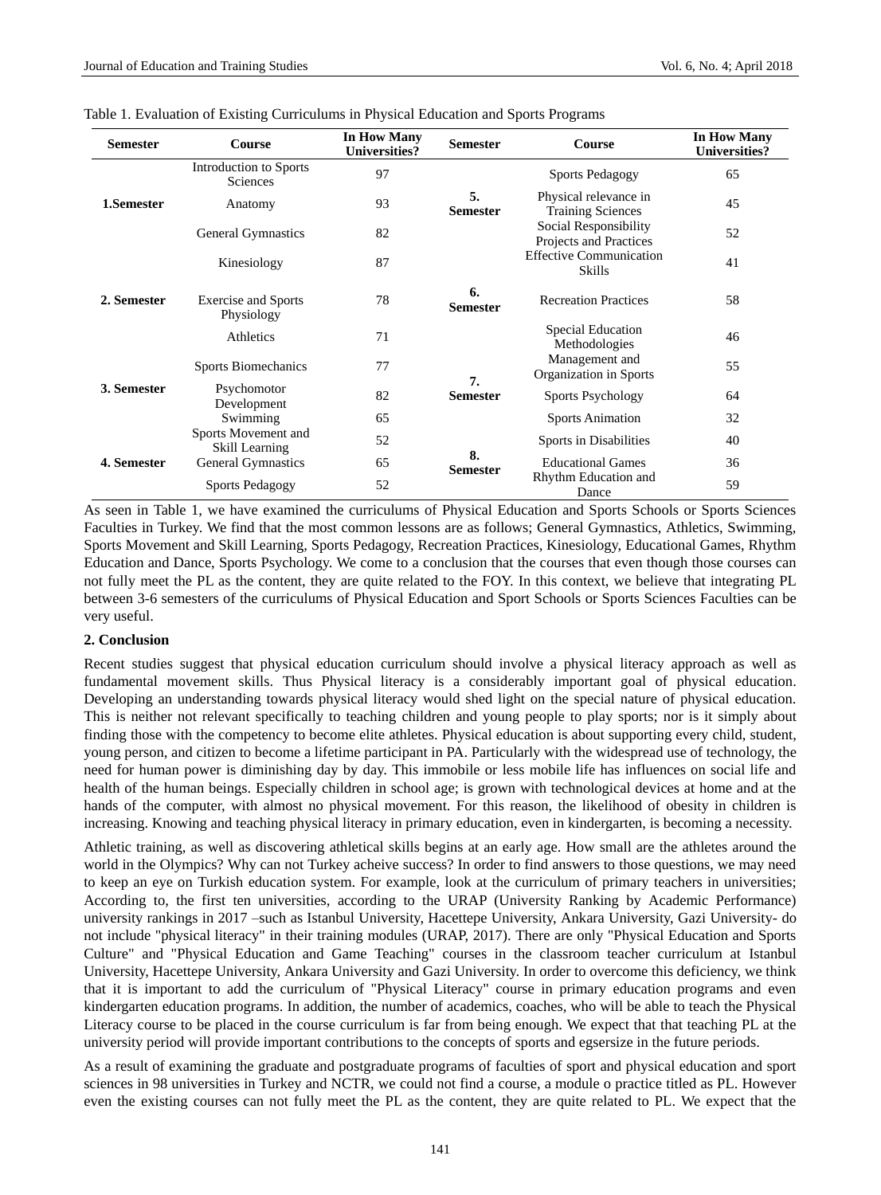Table 1. Evaluation of Existing Curriculums in Physical Education and Sports Programs

| Semester | Course | In How Many Universities? | Semester | Course | In How Many Universities? |
|---|---|---|---|---|---|
| 1.Semester | Introduction to Sports Sciences | 97 | 5. Semester | Sports Pedagogy | 65 |
| | Anatomy | 93 | | Physical relevance in Training Sciences | 45 |
| | General Gymnastics | 82 | | Social Responsibility Projects and Practices | 52 |
| 2. Semester | Kinesiology | 87 | 6. Semester | Effective Communication Skills | 41 |
| | Exercise and Sports Physiology | 78 | | Recreation Practices | 58 |
| | Athletics | 71 | | Special Education Methodologies | 46 |
| 3. Semester | Sports Biomechanics | 77 | 7. Semester | Management and Organization in Sports | 55 |
| | Psychomotor Development | 82 | | Sports Psychology | 64 |
| | Swimming | 65 | | Sports Animation | 32 |
| 4. Semester | Sports Movement and Skill Learning | 52 | 8. Semester | Sports in Disabilities | 40 |
| | General Gymnastics | 65 | | Educational Games | 36 |
| | Sports Pedagogy | 52 | | Rhythm Education and Dance | 59 |

As seen in Table 1, we have examined the curriculums of Physical Education and Sports Schools or Sports Sciences Faculties in Turkey. We find that the most common lessons are as follows; General Gymnastics, Athletics, Swimming, Sports Movement and Skill Learning, Sports Pedagogy, Recreation Practices, Kinesiology, Educational Games, Rhythm Education and Dance, Sports Psychology. We come to a conclusion that the courses that even though those courses can not fully meet the PL as the content, they are quite related to the FOY. In this context, we believe that integrating PL between 3-6 semesters of the curriculums of Physical Education and Sport Schools or Sports Sciences Faculties can be very useful.

## 2. Conclusion

Recent studies suggest that physical education curriculum should involve a physical literacy approach as well as fundamental movement skills. Thus Physical literacy is a considerably important goal of physical education. Developing an understanding towards physical literacy would shed light on the special nature of physical education. This is neither not relevant specifically to teaching children and young people to play sports; nor is it simply about finding those with the competency to become elite athletes. Physical education is about supporting every child, student, young person, and citizen to become a lifetime participant in PA. Particularly with the widespread use of technology, the need for human power is diminishing day by day. This immobile or less mobile life has influences on social life and health of the human beings. Especially children in school age; is grown with technological devices at home and at the hands of the computer, with almost no physical movement. For this reason, the likelihood of obesity in children is increasing. Knowing and teaching physical literacy in primary education, even in kindergarten, is becoming a necessity.

Athletic training, as well as discovering athletical skills begins at an early age. How small are the athletes around the world in the Olympics? Why can not Turkey acheive success? In order to find answers to those questions, we may need to keep an eye on Turkish education system. For example, look at the curriculum of primary teachers in universities; According to, the first ten universities, according to the URAP (University Ranking by Academic Performance) university rankings in 2017 –such as Istanbul University, Hacettepe University, Ankara University, Gazi University- do not include "physical literacy" in their training modules (URAP, 2017). There are only "Physical Education and Sports Culture" and "Physical Education and Game Teaching" courses in the classroom teacher curriculum at Istanbul University, Hacettepe University, Ankara University and Gazi University. In order to overcome this deficiency, we think that it is important to add the curriculum of "Physical Literacy" course in primary education programs and even kindergarten education programs. In addition, the number of academics, coaches, who will be able to teach the Physical Literacy course to be placed in the course curriculum is far from being enough. We expect that that teaching PL at the university period will provide important contributions to the concepts of sports and egsersize in the future periods.

As a result of examining the graduate and postgraduate programs of faculties of sport and physical education and sport sciences in 98 universities in Turkey and NCTR, we could not find a course, a module o practice titled as PL. However even the existing courses can not fully meet the PL as the content, they are quite related to PL. We expect that the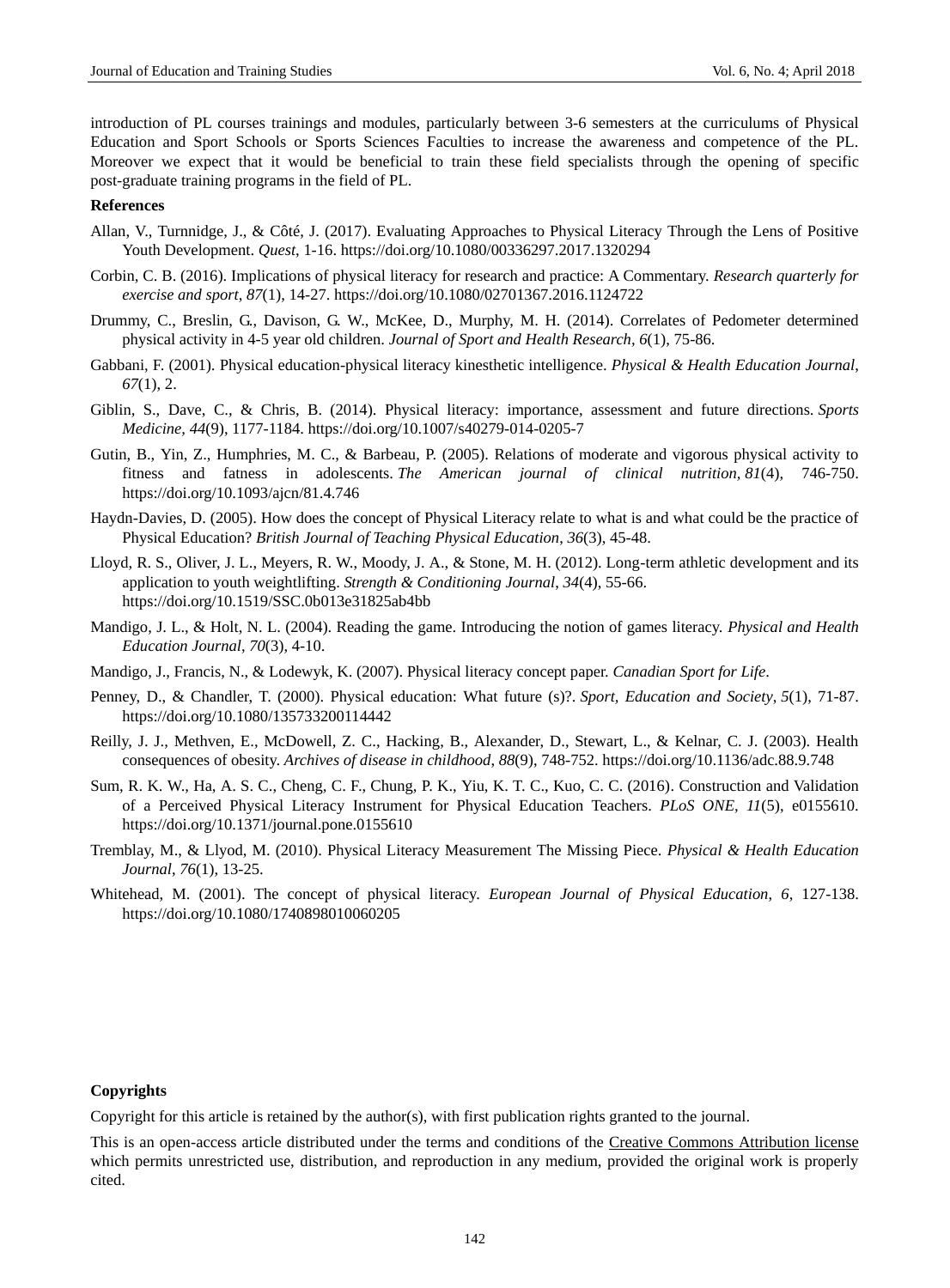introduction of PL courses trainings and modules, particularly between 3-6 semesters at the curriculums of Physical Education and Sport Schools or Sports Sciences Faculties to increase the awareness and competence of the PL. Moreover we expect that it would be beneficial to train these field specialists through the opening of specific post-graduate training programs in the field of PL.

## References

Allan, V., Turnnidge, J., & Côté, J. (2017). Evaluating Approaches to Physical Literacy Through the Lens of Positive Youth Development. *Quest*, 1-16. https://doi.org/10.1080/00336297.2017.1320294

Corbin, C. B. (2016). Implications of physical literacy for research and practice: A Commentary. *Research quarterly for exercise and sport*, *87*(1), 14-27. https://doi.org/10.1080/02701367.2016.1124722

Drummy, C., Breslin, G., Davison, G. W., McKee, D., Murphy, M. H. (2014). Correlates of Pedometer determined physical activity in 4-5 year old children. *Journal of Sport and Health Research*, *6*(1), 75-86.

Gabbani, F. (2001). Physical education-physical literacy kinesthetic intelligence. *Physical & Health Education Journal*, *67*(1), 2.

Giblin, S., Dave, C., & Chris, B. (2014). Physical literacy: importance, assessment and future directions. *Sports Medicine*, *44*(9), 1177-1184. https://doi.org/10.1007/s40279-014-0205-7

Gutin, B., Yin, Z., Humphries, M. C., & Barbeau, P. (2005). Relations of moderate and vigorous physical activity to fitness and fatness in adolescents. *The American journal of clinical nutrition*, *81*(4), 746-750. https://doi.org/10.1093/ajcn/81.4.746

Haydn-Davies, D. (2005). How does the concept of Physical Literacy relate to what is and what could be the practice of Physical Education? *British Journal of Teaching Physical Education*, *36*(3), 45-48.

Lloyd, R. S., Oliver, J. L., Meyers, R. W., Moody, J. A., & Stone, M. H. (2012). Long-term athletic development and its application to youth weightlifting. *Strength & Conditioning Journal*, *34*(4), 55-66. https://doi.org/10.1519/SSC.0b013e31825ab4bb

Mandigo, J. L., & Holt, N. L. (2004). Reading the game. Introducing the notion of games literacy. *Physical and Health Education Journal*, *70*(3), 4-10.

Mandigo, J., Francis, N., & Lodewyk, K. (2007). Physical literacy concept paper. *Canadian Sport for Life*.

Penney, D., & Chandler, T. (2000). Physical education: What future (s)?. *Sport, Education and Society*, *5*(1), 71-87. https://doi.org/10.1080/135733200114442

Reilly, J. J., Methven, E., McDowell, Z. C., Hacking, B., Alexander, D., Stewart, L., & Kelnar, C. J. (2003). Health consequences of obesity. *Archives of disease in childhood*, *88*(9), 748-752. https://doi.org/10.1136/adc.88.9.748

Sum, R. K. W., Ha, A. S. C., Cheng, C. F., Chung, P. K., Yiu, K. T. C., Kuo, C. C. (2016). Construction and Validation of a Perceived Physical Literacy Instrument for Physical Education Teachers. *PLoS ONE*, *11*(5), e0155610. https://doi.org/10.1371/journal.pone.0155610

Tremblay, M., & Llyod, M. (2010). Physical Literacy Measurement The Missing Piece. *Physical & Health Education Journal*, *76*(1), 13-25.

Whitehead, M. (2001). The concept of physical literacy. *European Journal of Physical Education*, *6*, 127-138. https://doi.org/10.1080/1740898010060205

## Copyrights

Copyright for this article is retained by the author(s), with first publication rights granted to the journal.

This is an open-access article distributed under the terms and conditions of the Creative Commons Attribution license which permits unrestricted use, distribution, and reproduction in any medium, provided the original work is properly cited.